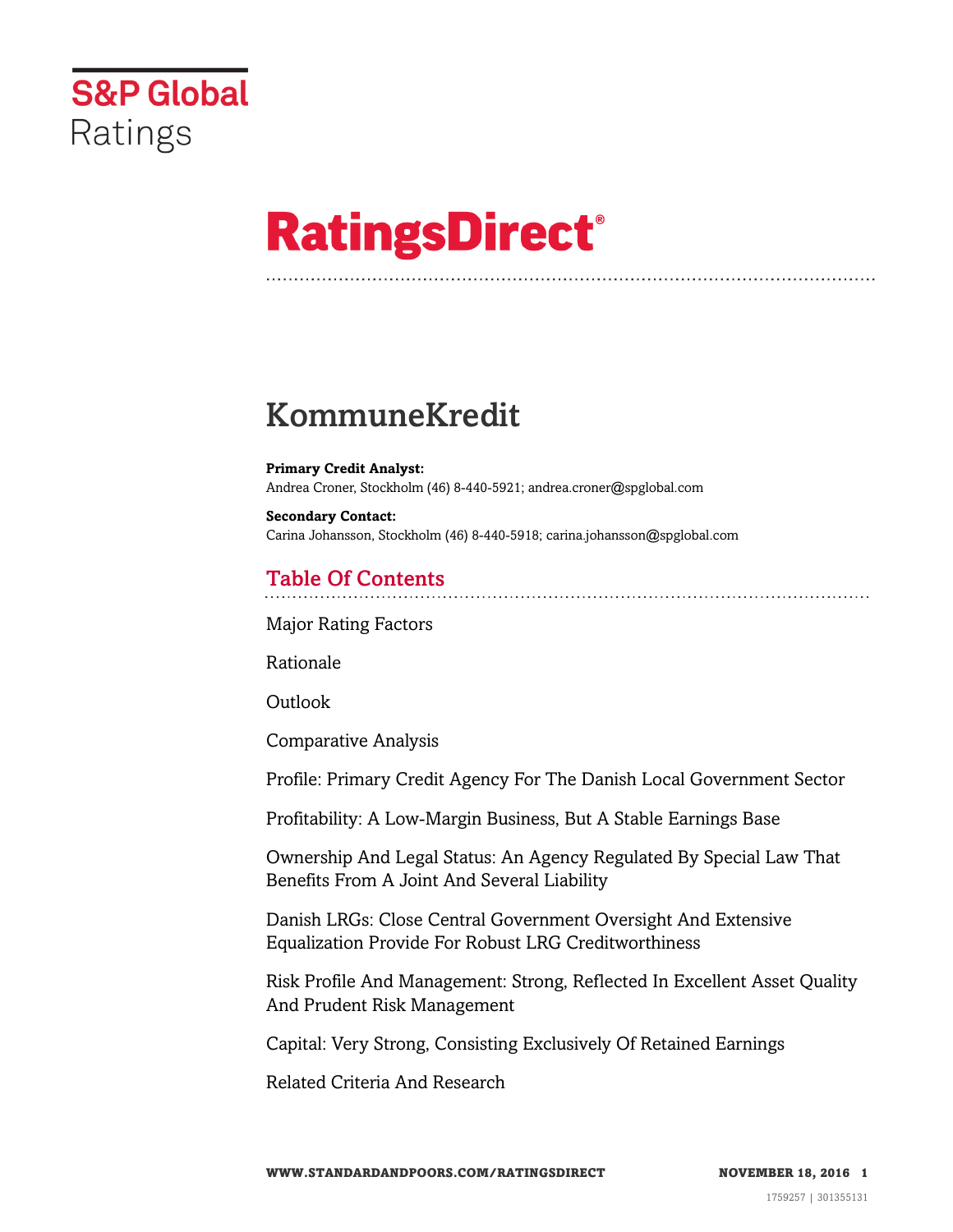S&P Global Ratings

# RatingsDirect®

# KommuneKredit

**Primary Credit Analyst:**
Andrea Croner, Stockholm (46) 8-440-5921; andrea.croner@spglobal.com

**Secondary Contact:**
Carina Johansson, Stockholm (46) 8-440-5918; carina.johansson@spglobal.com

## Table Of Contents

Major Rating Factors

Rationale

Outlook

Comparative Analysis

Profile: Primary Credit Agency For The Danish Local Government Sector

Profitability: A Low-Margin Business, But A Stable Earnings Base

Ownership And Legal Status: An Agency Regulated By Special Law That Benefits From A Joint And Several Liability

Danish LRGs: Close Central Government Oversight And Extensive Equalization Provide For Robust LRG Creditworthiness

Risk Profile And Management: Strong, Reflected In Excellent Asset Quality And Prudent Risk Management

Capital: Very Strong, Consisting Exclusively Of Retained Earnings

Related Criteria And Research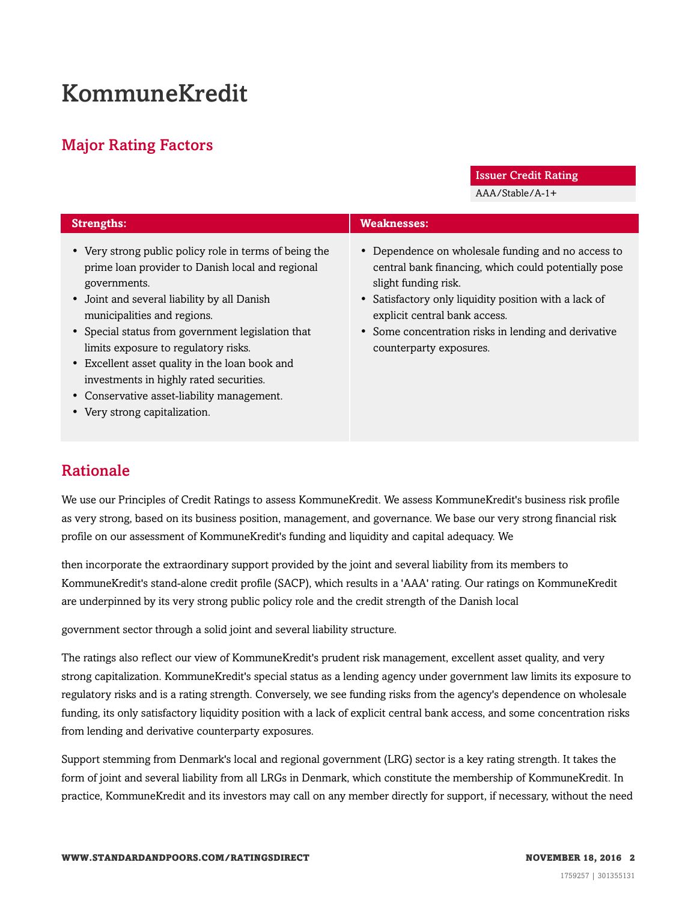# KommuneKredit

## Major Rating Factors

| Issuer Credit Rating |
| --- |
| AAA/Stable/A-1+ |

| Strengths: | Weaknesses: |
| --- | --- |
| • Very strong public policy role in terms of being the prime loan provider to Danish local and regional governments.<br>• Joint and several liability by all Danish municipalities and regions.<br>• Special status from government legislation that limits exposure to regulatory risks.<br>• Excellent asset quality in the loan book and investments in highly rated securities.<br>• Conservative asset-liability management.<br>• Very strong capitalization. | • Dependence on wholesale funding and no access to central bank financing, which could potentially pose slight funding risk.<br>• Satisfactory only liquidity position with a lack of explicit central bank access.<br>• Some concentration risks in lending and derivative counterparty exposures. |

## Rationale

We use our Principles of Credit Ratings to assess KommuneKredit. We assess KommuneKredit's business risk profile as very strong, based on its business position, management, and governance. We base our very strong financial risk profile on our assessment of KommuneKredit's funding and liquidity and capital adequacy. We then incorporate the extraordinary support provided by the joint and several liability from its members to KommuneKredit's stand-alone credit profile (SACP), which results in a 'AAA' rating. Our ratings on KommuneKredit are underpinned by its very strong public policy role and the credit strength of the Danish local government sector through a solid joint and several liability structure.

The ratings also reflect our view of KommuneKredit's prudent risk management, excellent asset quality, and very strong capitalization. KommuneKredit's special status as a lending agency under government law limits its exposure to regulatory risks and is a rating strength. Conversely, we see funding risks from the agency's dependence on wholesale funding, its only satisfactory liquidity position with a lack of explicit central bank access, and some concentration risks from lending and derivative counterparty exposures.

Support stemming from Denmark's local and regional government (LRG) sector is a key rating strength. It takes the form of joint and several liability from all LRGs in Denmark, which constitute the membership of KommuneKredit. In practice, KommuneKredit and its investors may call on any member directly for support, if necessary, without the need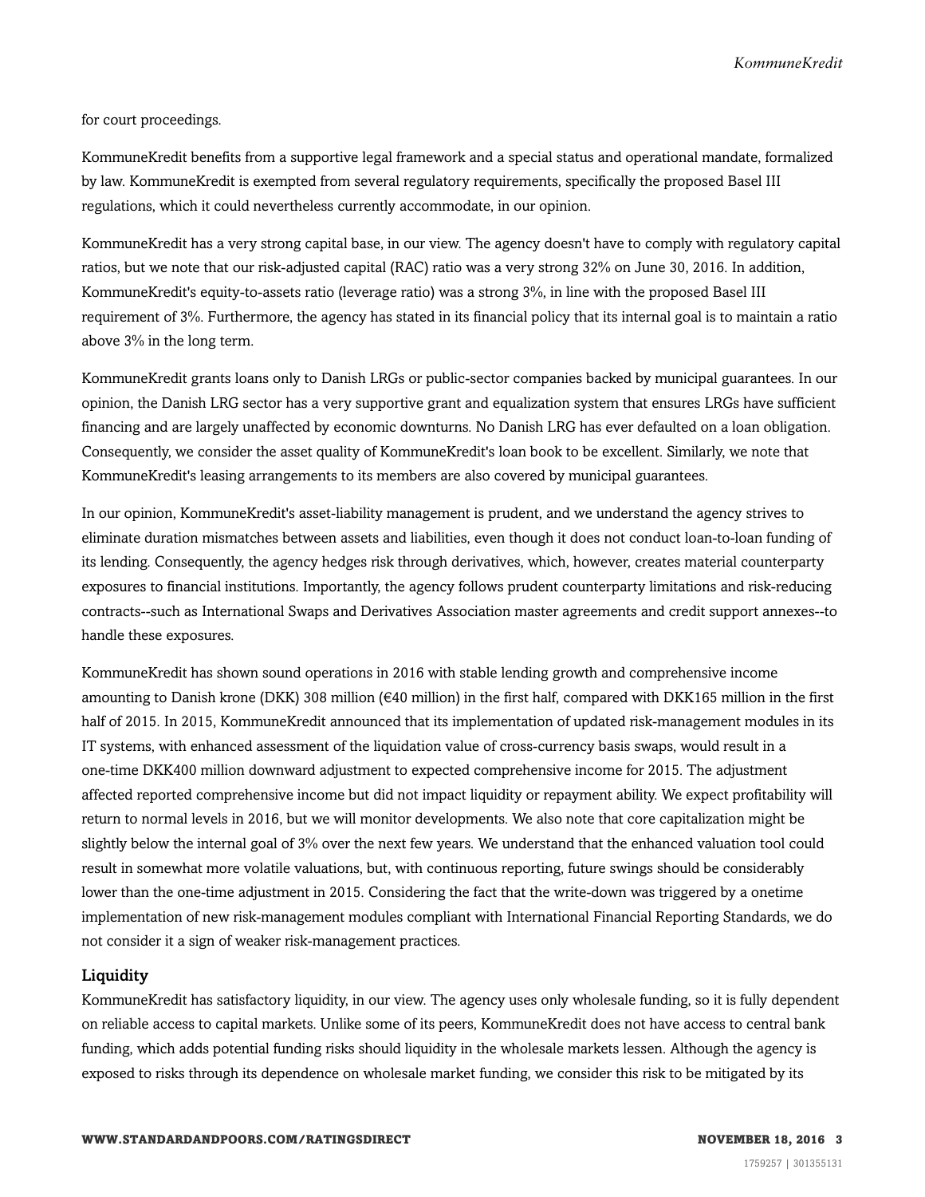for court proceedings.

KommuneKredit benefits from a supportive legal framework and a special status and operational mandate, formalized by law. KommuneKredit is exempted from several regulatory requirements, specifically the proposed Basel III regulations, which it could nevertheless currently accommodate, in our opinion.

KommuneKredit has a very strong capital base, in our view. The agency doesn't have to comply with regulatory capital ratios, but we note that our risk-adjusted capital (RAC) ratio was a very strong 32% on June 30, 2016. In addition, KommuneKredit's equity-to-assets ratio (leverage ratio) was a strong 3%, in line with the proposed Basel III requirement of 3%. Furthermore, the agency has stated in its financial policy that its internal goal is to maintain a ratio above 3% in the long term.

KommuneKredit grants loans only to Danish LRGs or public-sector companies backed by municipal guarantees. In our opinion, the Danish LRG sector has a very supportive grant and equalization system that ensures LRGs have sufficient financing and are largely unaffected by economic downturns. No Danish LRG has ever defaulted on a loan obligation. Consequently, we consider the asset quality of KommuneKredit's loan book to be excellent. Similarly, we note that KommuneKredit's leasing arrangements to its members are also covered by municipal guarantees.

In our opinion, KommuneKredit's asset-liability management is prudent, and we understand the agency strives to eliminate duration mismatches between assets and liabilities, even though it does not conduct loan-to-loan funding of its lending. Consequently, the agency hedges risk through derivatives, which, however, creates material counterparty exposures to financial institutions. Importantly, the agency follows prudent counterparty limitations and risk-reducing contracts--such as International Swaps and Derivatives Association master agreements and credit support annexes--to handle these exposures.

KommuneKredit has shown sound operations in 2016 with stable lending growth and comprehensive income amounting to Danish krone (DKK) 308 million (€40 million) in the first half, compared with DKK165 million in the first half of 2015. In 2015, KommuneKredit announced that its implementation of updated risk-management modules in its IT systems, with enhanced assessment of the liquidation value of cross-currency basis swaps, would result in a one-time DKK400 million downward adjustment to expected comprehensive income for 2015. The adjustment affected reported comprehensive income but did not impact liquidity or repayment ability. We expect profitability will return to normal levels in 2016, but we will monitor developments. We also note that core capitalization might be slightly below the internal goal of 3% over the next few years. We understand that the enhanced valuation tool could result in somewhat more volatile valuations, but, with continuous reporting, future swings should be considerably lower than the one-time adjustment in 2015. Considering the fact that the write-down was triggered by a onetime implementation of new risk-management modules compliant with International Financial Reporting Standards, we do not consider it a sign of weaker risk-management practices.

### Liquidity

KommuneKredit has satisfactory liquidity, in our view. The agency uses only wholesale funding, so it is fully dependent on reliable access to capital markets. Unlike some of its peers, KommuneKredit does not have access to central bank funding, which adds potential funding risks should liquidity in the wholesale markets lessen. Although the agency is exposed to risks through its dependence on wholesale market funding, we consider this risk to be mitigated by its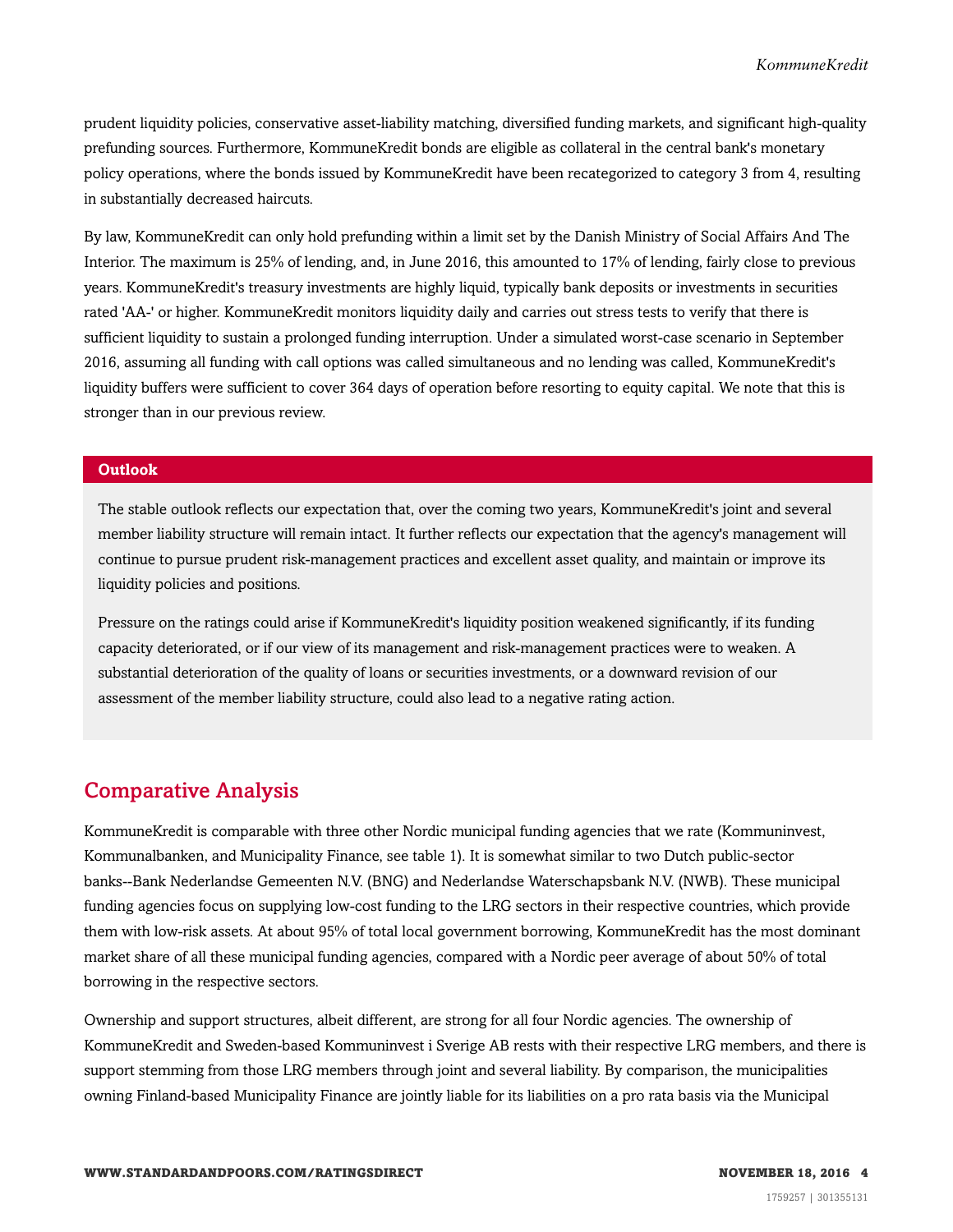prudent liquidity policies, conservative asset-liability matching, diversified funding markets, and significant high-quality prefunding sources. Furthermore, KommuneKredit bonds are eligible as collateral in the central bank's monetary policy operations, where the bonds issued by KommuneKredit have been recategorized to category 3 from 4, resulting in substantially decreased haircuts.

By law, KommuneKredit can only hold prefunding within a limit set by the Danish Ministry of Social Affairs And The Interior. The maximum is 25% of lending, and, in June 2016, this amounted to 17% of lending, fairly close to previous years. KommuneKredit's treasury investments are highly liquid, typically bank deposits or investments in securities rated 'AA-' or higher. KommuneKredit monitors liquidity daily and carries out stress tests to verify that there is sufficient liquidity to sustain a prolonged funding interruption. Under a simulated worst-case scenario in September 2016, assuming all funding with call options was called simultaneous and no lending was called, KommuneKredit's liquidity buffers were sufficient to cover 364 days of operation before resorting to equity capital. We note that this is stronger than in our previous review.

## Outlook

The stable outlook reflects our expectation that, over the coming two years, KommuneKredit's joint and several member liability structure will remain intact. It further reflects our expectation that the agency's management will continue to pursue prudent risk-management practices and excellent asset quality, and maintain or improve its liquidity policies and positions.

Pressure on the ratings could arise if KommuneKredit's liquidity position weakened significantly, if its funding capacity deteriorated, or if our view of its management and risk-management practices were to weaken. A substantial deterioration of the quality of loans or securities investments, or a downward revision of our assessment of the member liability structure, could also lead to a negative rating action.

## Comparative Analysis

KommuneKredit is comparable with three other Nordic municipal funding agencies that we rate (Kommuninvest, Kommunalbanken, and Municipality Finance, see table 1). It is somewhat similar to two Dutch public-sector banks--Bank Nederlandse Gemeenten N.V. (BNG) and Nederlandse Waterschapsbank N.V. (NWB). These municipal funding agencies focus on supplying low-cost funding to the LRG sectors in their respective countries, which provide them with low-risk assets. At about 95% of total local government borrowing, KommuneKredit has the most dominant market share of all these municipal funding agencies, compared with a Nordic peer average of about 50% of total borrowing in the respective sectors.

Ownership and support structures, albeit different, are strong for all four Nordic agencies. The ownership of KommuneKredit and Sweden-based Kommuninvest i Sverige AB rests with their respective LRG members, and there is support stemming from those LRG members through joint and several liability. By comparison, the municipalities owning Finland-based Municipality Finance are jointly liable for its liabilities on a pro rata basis via the Municipal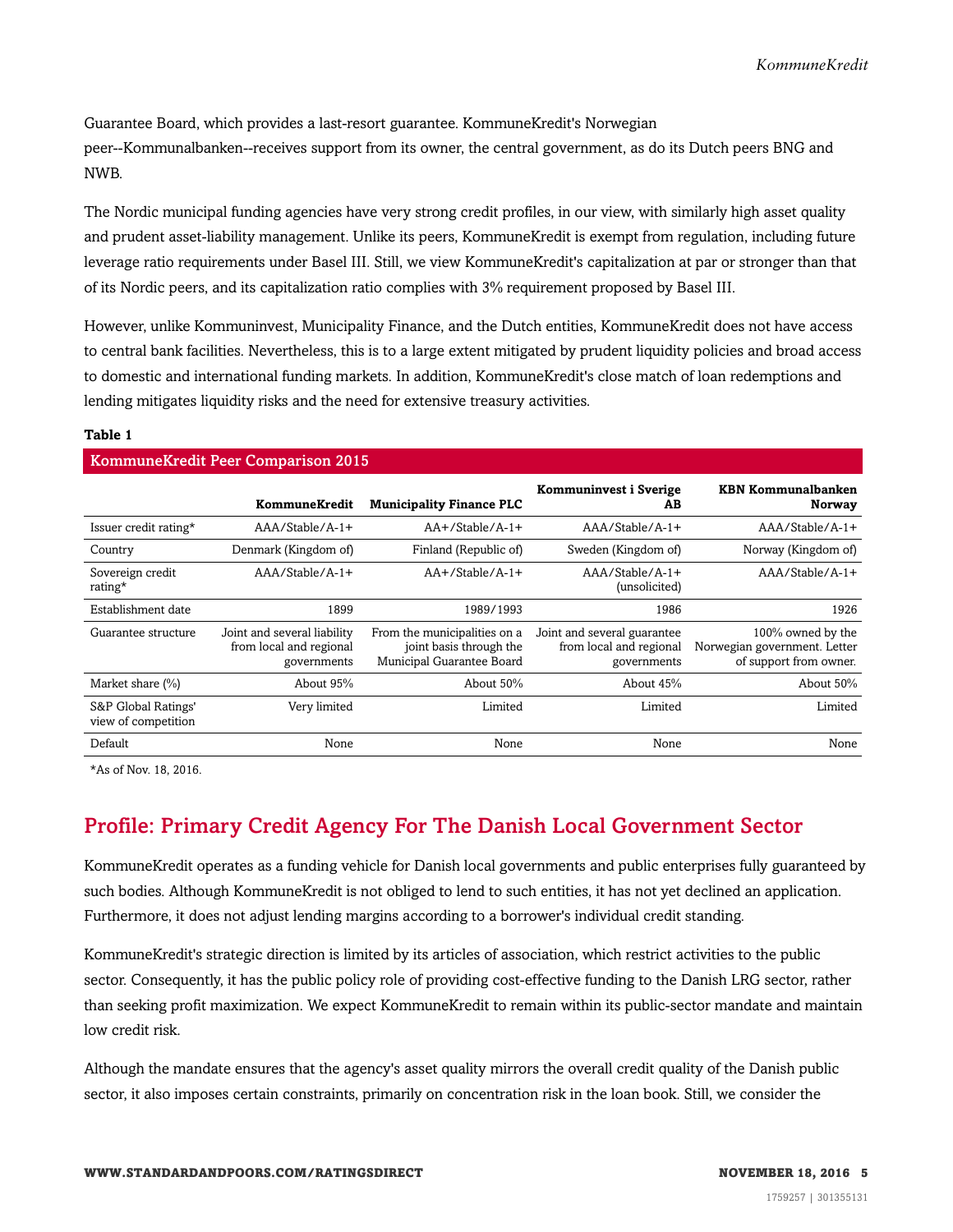Guarantee Board, which provides a last-resort guarantee. KommuneKredit's Norwegian peer--Kommunalbanken--receives support from its owner, the central government, as do its Dutch peers BNG and NWB.

The Nordic municipal funding agencies have very strong credit profiles, in our view, with similarly high asset quality and prudent asset-liability management. Unlike its peers, KommuneKredit is exempt from regulation, including future leverage ratio requirements under Basel III. Still, we view KommuneKredit's capitalization at par or stronger than that of its Nordic peers, and its capitalization ratio complies with 3% requirement proposed by Basel III.

However, unlike Kommuninvest, Municipality Finance, and the Dutch entities, KommuneKredit does not have access to central bank facilities. Nevertheless, this is to a large extent mitigated by prudent liquidity policies and broad access to domestic and international funding markets. In addition, KommuneKredit's close match of loan redemptions and lending mitigates liquidity risks and the need for extensive treasury activities.

**Table 1**

**KommuneKredit Peer Comparison 2015**

| | KommuneKredit | Municipality Finance PLC | Kommuninvest i Sverige AB | KBN Kommunalbanken Norway |
|---|---|---|---|---|
| Issuer credit rating* | AAA/Stable/A-1+ | AA+/Stable/A-1+ | AAA/Stable/A-1+ | AAA/Stable/A-1+ |
| Country | Denmark (Kingdom of) | Finland (Republic of) | Sweden (Kingdom of) | Norway (Kingdom of) |
| Sovereign credit rating* | AAA/Stable/A-1+ | AA+/Stable/A-1+ | AAA/Stable/A-1+ (unsolicited) | AAA/Stable/A-1+ |
| Establishment date | 1899 | 1989/1993 | 1986 | 1926 |
| Guarantee structure | Joint and several liability from local and regional governments | From the municipalities on a joint basis through the Municipal Guarantee Board | Joint and several guarantee from local and regional governments | 100% owned by the Norwegian government. Letter of support from owner. |
| Market share (%) | About 95% | About 50% | About 45% | About 50% |
| S&P Global Ratings' view of competition | Very limited | Limited | Limited | Limited |
| Default | None | None | None | None |

*As of Nov. 18, 2016.

## Profile: Primary Credit Agency For The Danish Local Government Sector

KommuneKredit operates as a funding vehicle for Danish local governments and public enterprises fully guaranteed by such bodies. Although KommuneKredit is not obliged to lend to such entities, it has not yet declined an application. Furthermore, it does not adjust lending margins according to a borrower's individual credit standing.

KommuneKredit's strategic direction is limited by its articles of association, which restrict activities to the public sector. Consequently, it has the public policy role of providing cost-effective funding to the Danish LRG sector, rather than seeking profit maximization. We expect KommuneKredit to remain within its public-sector mandate and maintain low credit risk.

Although the mandate ensures that the agency's asset quality mirrors the overall credit quality of the Danish public sector, it also imposes certain constraints, primarily on concentration risk in the loan book. Still, we consider the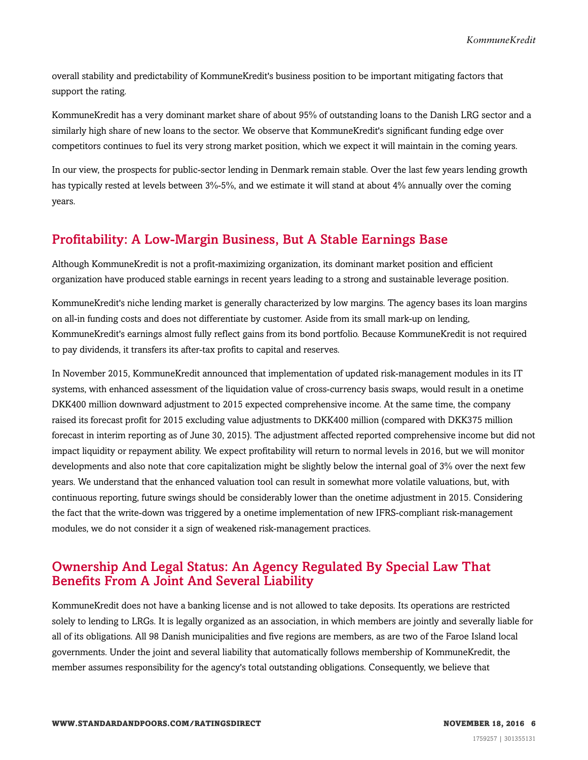overall stability and predictability of KommuneKredit's business position to be important mitigating factors that support the rating.

KommuneKredit has a very dominant market share of about 95% of outstanding loans to the Danish LRG sector and a similarly high share of new loans to the sector. We observe that KommuneKredit's significant funding edge over competitors continues to fuel its very strong market position, which we expect it will maintain in the coming years.

In our view, the prospects for public-sector lending in Denmark remain stable. Over the last few years lending growth has typically rested at levels between 3%-5%, and we estimate it will stand at about 4% annually over the coming years.

## Profitability: A Low-Margin Business, But A Stable Earnings Base

Although KommuneKredit is not a profit-maximizing organization, its dominant market position and efficient organization have produced stable earnings in recent years leading to a strong and sustainable leverage position.

KommuneKredit's niche lending market is generally characterized by low margins. The agency bases its loan margins on all-in funding costs and does not differentiate by customer. Aside from its small mark-up on lending, KommuneKredit's earnings almost fully reflect gains from its bond portfolio. Because KommuneKredit is not required to pay dividends, it transfers its after-tax profits to capital and reserves.

In November 2015, KommuneKredit announced that implementation of updated risk-management modules in its IT systems, with enhanced assessment of the liquidation value of cross-currency basis swaps, would result in a onetime DKK400 million downward adjustment to 2015 expected comprehensive income. At the same time, the company raised its forecast profit for 2015 excluding value adjustments to DKK400 million (compared with DKK375 million forecast in interim reporting as of June 30, 2015). The adjustment affected reported comprehensive income but did not impact liquidity or repayment ability. We expect profitability will return to normal levels in 2016, but we will monitor developments and also note that core capitalization might be slightly below the internal goal of 3% over the next few years. We understand that the enhanced valuation tool can result in somewhat more volatile valuations, but, with continuous reporting, future swings should be considerably lower than the onetime adjustment in 2015. Considering the fact that the write-down was triggered by a onetime implementation of new IFRS-compliant risk-management modules, we do not consider it a sign of weakened risk-management practices.

## Ownership And Legal Status: An Agency Regulated By Special Law That Benefits From A Joint And Several Liability

KommuneKredit does not have a banking license and is not allowed to take deposits. Its operations are restricted solely to lending to LRGs. It is legally organized as an association, in which members are jointly and severally liable for all of its obligations. All 98 Danish municipalities and five regions are members, as are two of the Faroe Island local governments. Under the joint and several liability that automatically follows membership of KommuneKredit, the member assumes responsibility for the agency's total outstanding obligations. Consequently, we believe that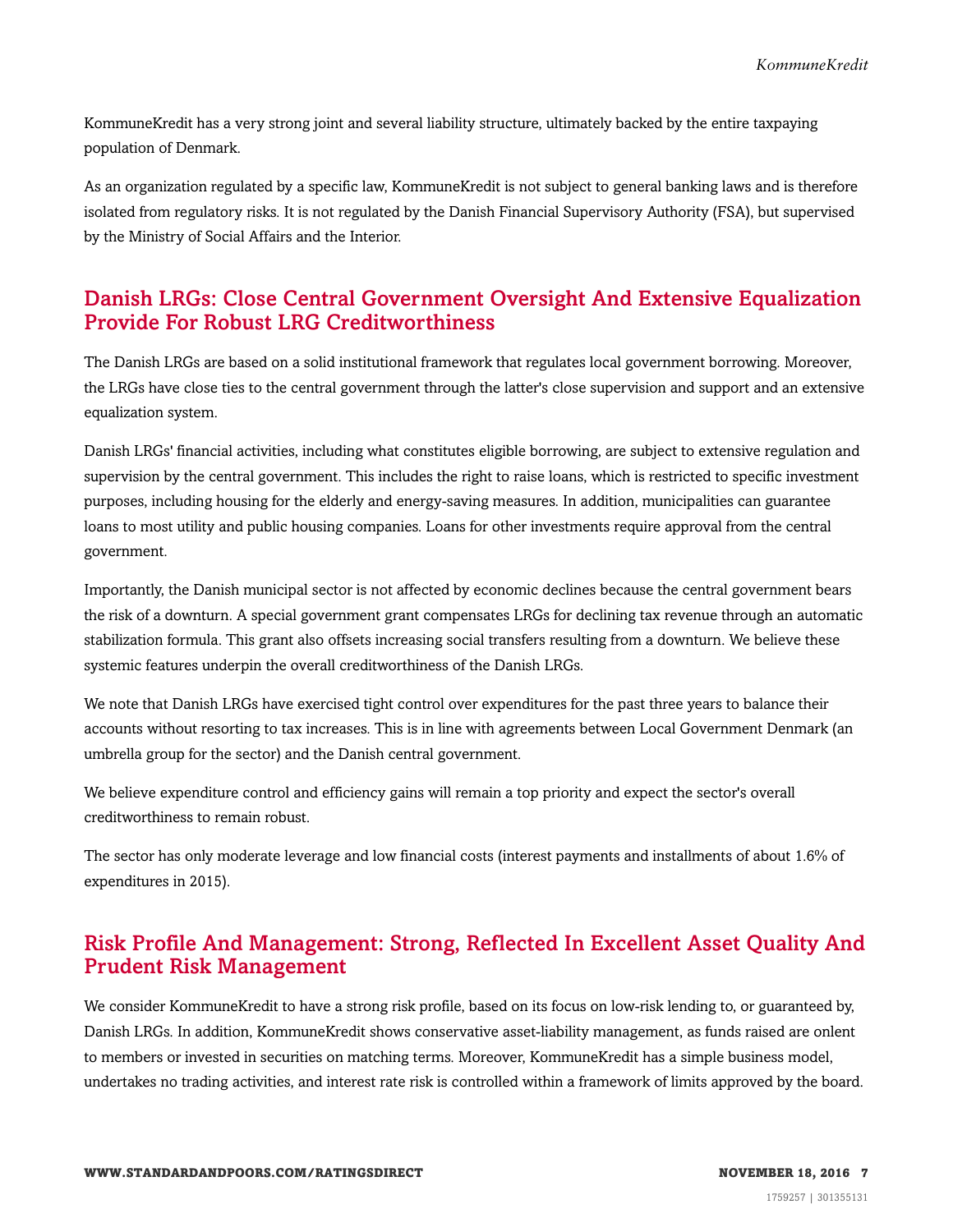KommuneKredit has a very strong joint and several liability structure, ultimately backed by the entire taxpaying population of Denmark.

As an organization regulated by a specific law, KommuneKredit is not subject to general banking laws and is therefore isolated from regulatory risks. It is not regulated by the Danish Financial Supervisory Authority (FSA), but supervised by the Ministry of Social Affairs and the Interior.

## Danish LRGs: Close Central Government Oversight And Extensive Equalization Provide For Robust LRG Creditworthiness

The Danish LRGs are based on a solid institutional framework that regulates local government borrowing. Moreover, the LRGs have close ties to the central government through the latter's close supervision and support and an extensive equalization system.

Danish LRGs' financial activities, including what constitutes eligible borrowing, are subject to extensive regulation and supervision by the central government. This includes the right to raise loans, which is restricted to specific investment purposes, including housing for the elderly and energy-saving measures. In addition, municipalities can guarantee loans to most utility and public housing companies. Loans for other investments require approval from the central government.

Importantly, the Danish municipal sector is not affected by economic declines because the central government bears the risk of a downturn. A special government grant compensates LRGs for declining tax revenue through an automatic stabilization formula. This grant also offsets increasing social transfers resulting from a downturn. We believe these systemic features underpin the overall creditworthiness of the Danish LRGs.

We note that Danish LRGs have exercised tight control over expenditures for the past three years to balance their accounts without resorting to tax increases. This is in line with agreements between Local Government Denmark (an umbrella group for the sector) and the Danish central government.

We believe expenditure control and efficiency gains will remain a top priority and expect the sector's overall creditworthiness to remain robust.

The sector has only moderate leverage and low financial costs (interest payments and installments of about 1.6% of expenditures in 2015).

## Risk Profile And Management: Strong, Reflected In Excellent Asset Quality And Prudent Risk Management

We consider KommuneKredit to have a strong risk profile, based on its focus on low-risk lending to, or guaranteed by, Danish LRGs. In addition, KommuneKredit shows conservative asset-liability management, as funds raised are onlent to members or invested in securities on matching terms. Moreover, KommuneKredit has a simple business model, undertakes no trading activities, and interest rate risk is controlled within a framework of limits approved by the board.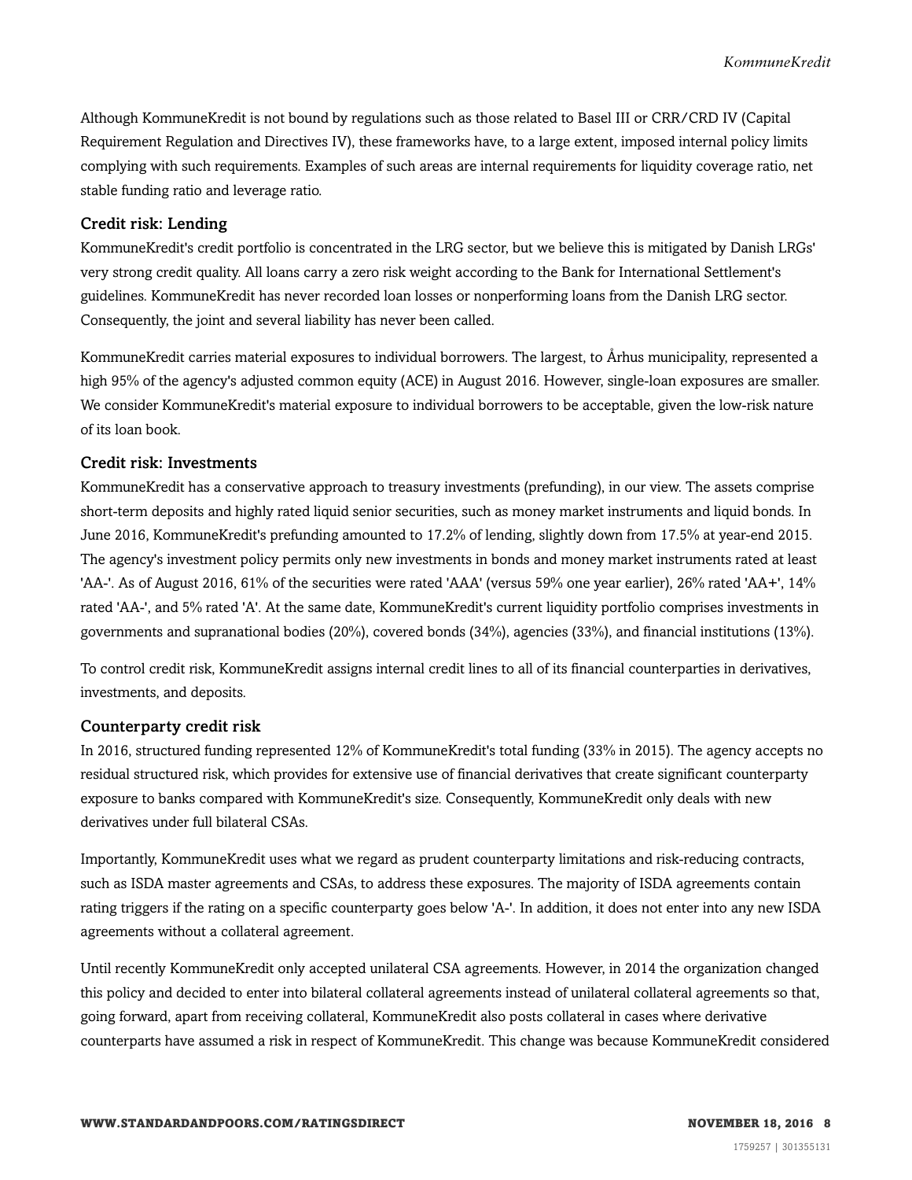Although KommuneKredit is not bound by regulations such as those related to Basel III or CRR/CRD IV (Capital Requirement Regulation and Directives IV), these frameworks have, to a large extent, imposed internal policy limits complying with such requirements. Examples of such areas are internal requirements for liquidity coverage ratio, net stable funding ratio and leverage ratio.

### Credit risk: Lending

KommuneKredit's credit portfolio is concentrated in the LRG sector, but we believe this is mitigated by Danish LRGs' very strong credit quality. All loans carry a zero risk weight according to the Bank for International Settlement's guidelines. KommuneKredit has never recorded loan losses or nonperforming loans from the Danish LRG sector. Consequently, the joint and several liability has never been called.

KommuneKredit carries material exposures to individual borrowers. The largest, to Århus municipality, represented a high 95% of the agency's adjusted common equity (ACE) in August 2016. However, single-loan exposures are smaller. We consider KommuneKredit's material exposure to individual borrowers to be acceptable, given the low-risk nature of its loan book.

### Credit risk: Investments

KommuneKredit has a conservative approach to treasury investments (prefunding), in our view. The assets comprise short-term deposits and highly rated liquid senior securities, such as money market instruments and liquid bonds. In June 2016, KommuneKredit's prefunding amounted to 17.2% of lending, slightly down from 17.5% at year-end 2015. The agency's investment policy permits only new investments in bonds and money market instruments rated at least 'AA-'. As of August 2016, 61% of the securities were rated 'AAA' (versus 59% one year earlier), 26% rated 'AA+', 14% rated 'AA-', and 5% rated 'A'. At the same date, KommuneKredit's current liquidity portfolio comprises investments in governments and supranational bodies (20%), covered bonds (34%), agencies (33%), and financial institutions (13%).

To control credit risk, KommuneKredit assigns internal credit lines to all of its financial counterparties in derivatives, investments, and deposits.

### Counterparty credit risk

In 2016, structured funding represented 12% of KommuneKredit's total funding (33% in 2015). The agency accepts no residual structured risk, which provides for extensive use of financial derivatives that create significant counterparty exposure to banks compared with KommuneKredit's size. Consequently, KommuneKredit only deals with new derivatives under full bilateral CSAs.

Importantly, KommuneKredit uses what we regard as prudent counterparty limitations and risk-reducing contracts, such as ISDA master agreements and CSAs, to address these exposures. The majority of ISDA agreements contain rating triggers if the rating on a specific counterparty goes below 'A-'. In addition, it does not enter into any new ISDA agreements without a collateral agreement.

Until recently KommuneKredit only accepted unilateral CSA agreements. However, in 2014 the organization changed this policy and decided to enter into bilateral collateral agreements instead of unilateral collateral agreements so that, going forward, apart from receiving collateral, KommuneKredit also posts collateral in cases where derivative counterparts have assumed a risk in respect of KommuneKredit. This change was because KommuneKredit considered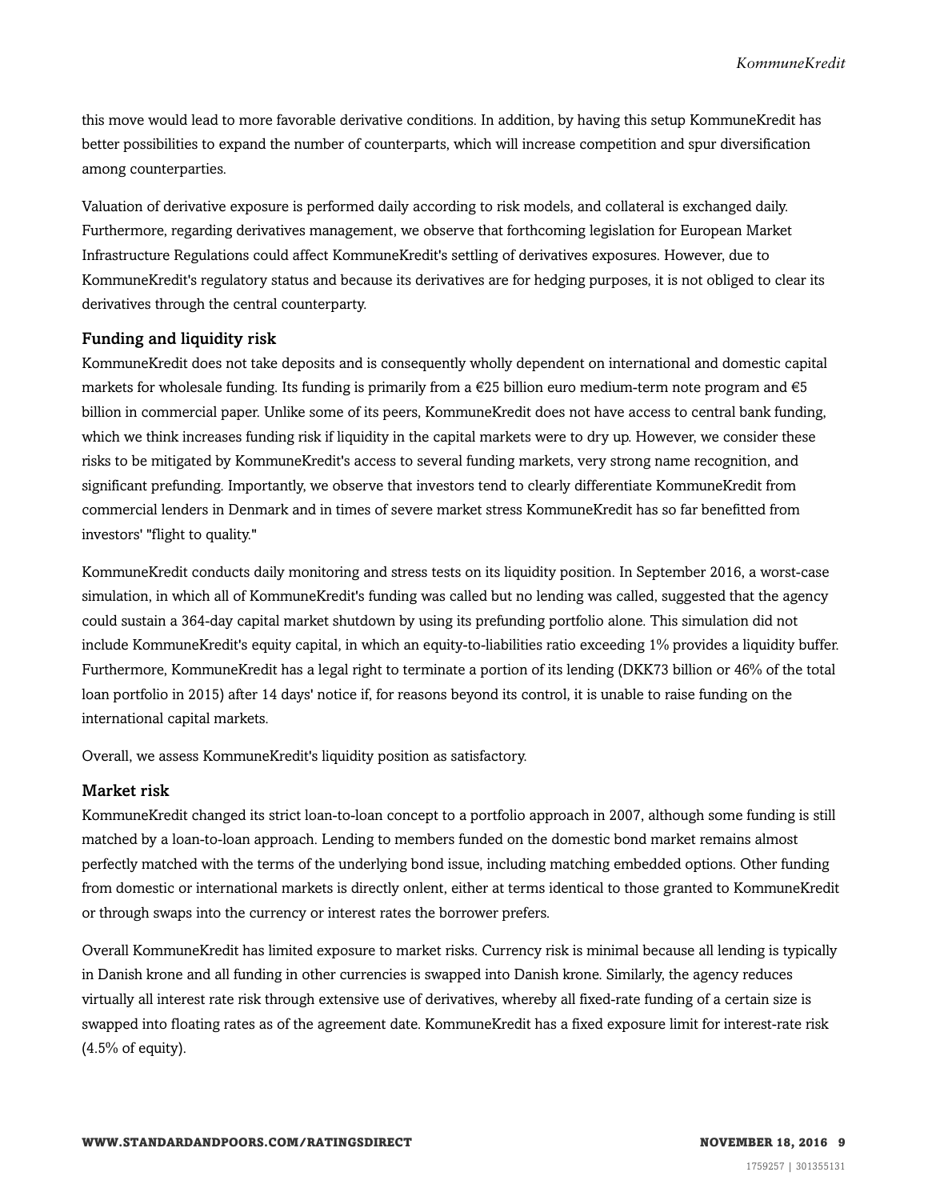this move would lead to more favorable derivative conditions. In addition, by having this setup KommuneKredit has better possibilities to expand the number of counterparts, which will increase competition and spur diversification among counterparties.

Valuation of derivative exposure is performed daily according to risk models, and collateral is exchanged daily. Furthermore, regarding derivatives management, we observe that forthcoming legislation for European Market Infrastructure Regulations could affect KommuneKredit's settling of derivatives exposures. However, due to KommuneKredit's regulatory status and because its derivatives are for hedging purposes, it is not obliged to clear its derivatives through the central counterparty.

### Funding and liquidity risk

KommuneKredit does not take deposits and is consequently wholly dependent on international and domestic capital markets for wholesale funding. Its funding is primarily from a €25 billion euro medium-term note program and €5 billion in commercial paper. Unlike some of its peers, KommuneKredit does not have access to central bank funding, which we think increases funding risk if liquidity in the capital markets were to dry up. However, we consider these risks to be mitigated by KommuneKredit's access to several funding markets, very strong name recognition, and significant prefunding. Importantly, we observe that investors tend to clearly differentiate KommuneKredit from commercial lenders in Denmark and in times of severe market stress KommuneKredit has so far benefitted from investors' "flight to quality."

KommuneKredit conducts daily monitoring and stress tests on its liquidity position. In September 2016, a worst-case simulation, in which all of KommuneKredit's funding was called but no lending was called, suggested that the agency could sustain a 364-day capital market shutdown by using its prefunding portfolio alone. This simulation did not include KommuneKredit's equity capital, in which an equity-to-liabilities ratio exceeding 1% provides a liquidity buffer. Furthermore, KommuneKredit has a legal right to terminate a portion of its lending (DKK73 billion or 46% of the total loan portfolio in 2015) after 14 days' notice if, for reasons beyond its control, it is unable to raise funding on the international capital markets.

Overall, we assess KommuneKredit's liquidity position as satisfactory.

### Market risk

KommuneKredit changed its strict loan-to-loan concept to a portfolio approach in 2007, although some funding is still matched by a loan-to-loan approach. Lending to members funded on the domestic bond market remains almost perfectly matched with the terms of the underlying bond issue, including matching embedded options. Other funding from domestic or international markets is directly onlent, either at terms identical to those granted to KommuneKredit or through swaps into the currency or interest rates the borrower prefers.

Overall KommuneKredit has limited exposure to market risks. Currency risk is minimal because all lending is typically in Danish krone and all funding in other currencies is swapped into Danish krone. Similarly, the agency reduces virtually all interest rate risk through extensive use of derivatives, whereby all fixed-rate funding of a certain size is swapped into floating rates as of the agreement date. KommuneKredit has a fixed exposure limit for interest-rate risk (4.5% of equity).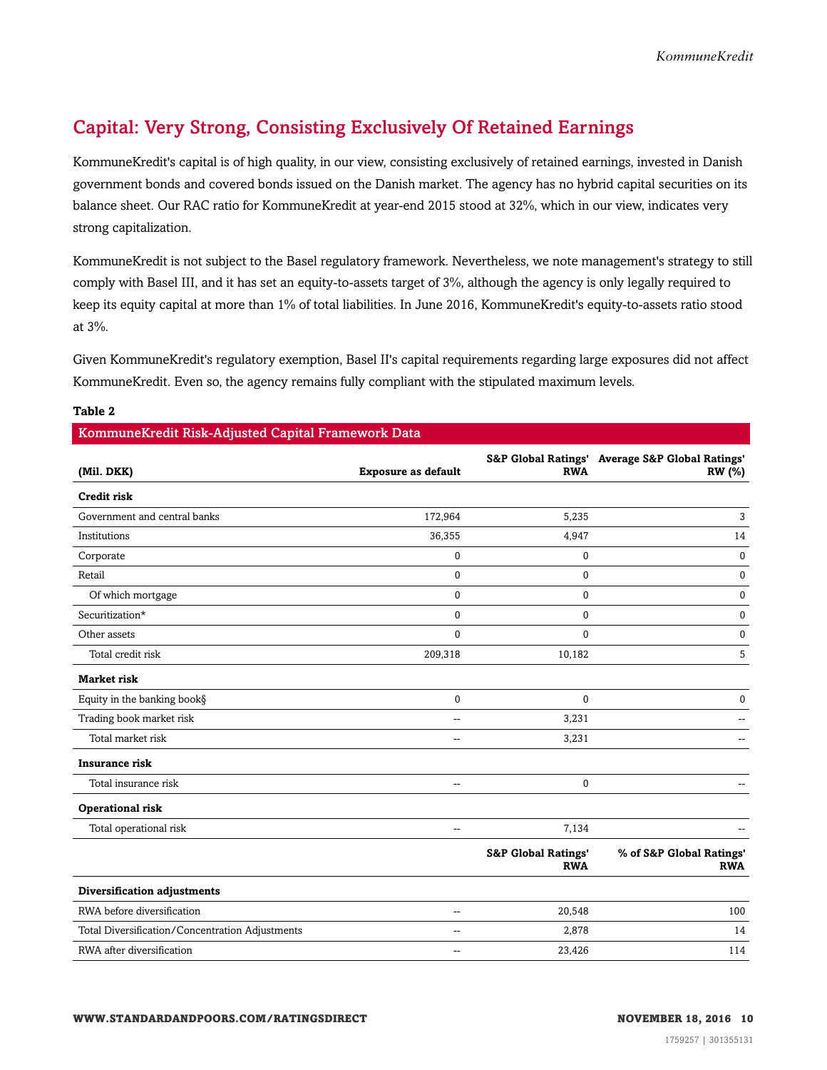## Capital: Very Strong, Consisting Exclusively Of Retained Earnings

KommuneKredit's capital is of high quality, in our view, consisting exclusively of retained earnings, invested in Danish government bonds and covered bonds issued on the Danish market. The agency has no hybrid capital securities on its balance sheet. Our RAC ratio for KommuneKredit at year-end 2015 stood at 32%, which in our view, indicates very strong capitalization.

KommuneKredit is not subject to the Basel regulatory framework. Nevertheless, we note management's strategy to still comply with Basel III, and it has set an equity-to-assets target of 3%, although the agency is only legally required to keep its equity capital at more than 1% of total liabilities. In June 2016, KommuneKredit's equity-to-assets ratio stood at 3%.

Given KommuneKredit's regulatory exemption, Basel II's capital requirements regarding large exposures did not affect KommuneKredit. Even so, the agency remains fully compliant with the stipulated maximum levels.

**Table 2**

**KommuneKredit Risk-Adjusted Capital Framework Data**

| (Mil. DKK) | Exposure as default | S&P Global Ratings' RWA | Average S&P Global Ratings' RW (%) |
|---|---|---|---|
| **Credit risk** | | | |
| Government and central banks | 172,964 | 5,235 | 3 |
| Institutions | 36,355 | 4,947 | 14 |
| Corporate | 0 | 0 | 0 |
| Retail | 0 | 0 | 0 |
| Of which mortgage | 0 | 0 | 0 |
| Securitization* | 0 | 0 | 0 |
| Other assets | 0 | 0 | 0 |
| Total credit risk | 209,318 | 10,182 | 5 |
| **Market risk** | | | |
| Equity in the banking book§ | 0 | 0 | 0 |
| Trading book market risk | -- | 3,231 | -- |
| Total market risk | -- | 3,231 | -- |
| **Insurance risk** | | | |
| Total insurance risk | -- | 0 | -- |
| **Operational risk** | | | |
| Total operational risk | -- | 7,134 | -- |
| | | **S&P Global Ratings' RWA** | **% of S&P Global Ratings' RWA** |
| **Diversification adjustments** | | | |
| RWA before diversification | -- | 20,548 | 100 |
| Total Diversification/Concentration Adjustments | -- | 2,878 | 14 |
| RWA after diversification | -- | 23,426 | 114 |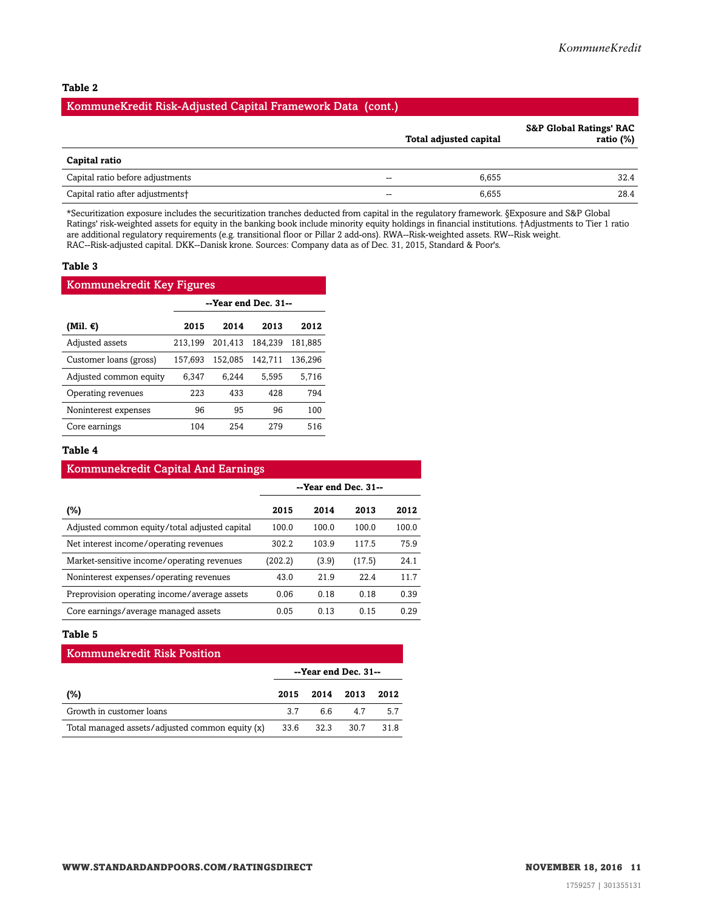**Table 2**

| KommuneKredit Risk-Adjusted Capital Framework Data (cont.) | | Total adjusted capital | S&P Global Ratings' RAC ratio (%) |
|---|---|---|---|
| **Capital ratio** | | | |
| Capital ratio before adjustments | -- | 6,655 | 32.4 |
| Capital ratio after adjustments† | -- | 6,655 | 28.4 |

*Securitization exposure includes the securitization tranches deducted from capital in the regulatory framework. §Exposure and S&P Global Ratings' risk-weighted assets for equity in the banking book include minority equity holdings in financial institutions. †Adjustments to Tier 1 ratio are additional regulatory requirements (e.g. transitional floor or Pillar 2 add-ons). RWA--Risk-weighted assets. RW--Risk weight. RAC--Risk-adjusted capital. DKK--Danish krone. Sources: Company data as of Dec. 31, 2015, Standard & Poor's.

**Table 3**

| Kommunekredit Key Figures | --Year end Dec. 31-- | | | |
|---|---|---|---|---|
| **(Mil. €)** | **2015** | **2014** | **2013** | **2012** |
| Adjusted assets | 213,199 | 201,413 | 184,239 | 181,885 |
| Customer loans (gross) | 157,693 | 152,085 | 142,711 | 136,296 |
| Adjusted common equity | 6,347 | 6,244 | 5,595 | 5,716 |
| Operating revenues | 223 | 433 | 428 | 794 |
| Noninterest expenses | 96 | 95 | 96 | 100 |
| Core earnings | 104 | 254 | 279 | 516 |

**Table 4**

| Kommunekredit Capital And Earnings | --Year end Dec. 31-- | | | |
|---|---|---|---|---|
| **(%)** | **2015** | **2014** | **2013** | **2012** |
| Adjusted common equity/total adjusted capital | 100.0 | 100.0 | 100.0 | 100.0 |
| Net interest income/operating revenues | 302.2 | 103.9 | 117.5 | 75.9 |
| Market-sensitive income/operating revenues | (202.2) | (3.9) | (17.5) | 24.1 |
| Noninterest expenses/operating revenues | 43.0 | 21.9 | 22.4 | 11.7 |
| Preprovision operating income/average assets | 0.06 | 0.18 | 0.18 | 0.39 |
| Core earnings/average managed assets | 0.05 | 0.13 | 0.15 | 0.29 |

**Table 5**

| Kommunekredit Risk Position | --Year end Dec. 31-- | | | |
|---|---|---|---|---|
| **(%)** | **2015** | **2014** | **2013** | **2012** |
| Growth in customer loans | 3.7 | 6.6 | 4.7 | 5.7 |
| Total managed assets/adjusted common equity (x) | 33.6 | 32.3 | 30.7 | 31.8 |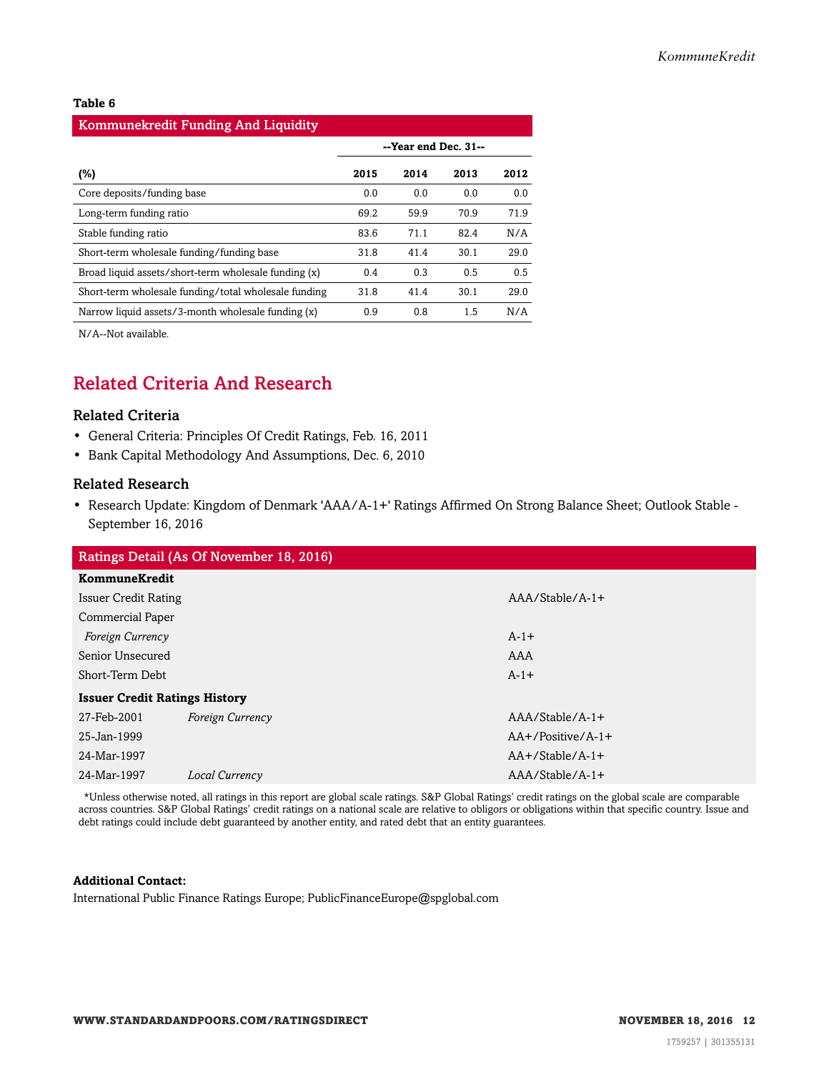**Table 6**

| Kommunekredit Funding And Liquidity | | | | |
|---|---|---|---|---|
| | --Year end Dec. 31-- | | | |
| (%) | 2015 | 2014 | 2013 | 2012 |
| Core deposits/funding base | 0.0 | 0.0 | 0.0 | 0.0 |
| Long-term funding ratio | 69.2 | 59.9 | 70.9 | 71.9 |
| Stable funding ratio | 83.6 | 71.1 | 82.4 | N/A |
| Short-term wholesale funding/funding base | 31.8 | 41.4 | 30.1 | 29.0 |
| Broad liquid assets/short-term wholesale funding (x) | 0.4 | 0.3 | 0.5 | 0.5 |
| Short-term wholesale funding/total wholesale funding | 31.8 | 41.4 | 30.1 | 29.0 |
| Narrow liquid assets/3-month wholesale funding (x) | 0.9 | 0.8 | 1.5 | N/A |

N/A--Not available.

## Related Criteria And Research

### Related Criteria

- General Criteria: Principles Of Credit Ratings, Feb. 16, 2011
- Bank Capital Methodology And Assumptions, Dec. 6, 2010

### Related Research

- Research Update: Kingdom of Denmark 'AAA/A-1+' Ratings Affirmed On Strong Balance Sheet; Outlook Stable - September 16, 2016

| Ratings Detail (As Of November 18, 2016) | | |
|---|---|---|
| **KommuneKredit** | | |
| Issuer Credit Rating | | AAA/Stable/A-1+ |
| Commercial Paper | | |
| *Foreign Currency* | | A-1+ |
| Senior Unsecured | | AAA |
| Short-Term Debt | | A-1+ |
| **Issuer Credit Ratings History** | | |
| 27-Feb-2001 | *Foreign Currency* | AAA/Stable/A-1+ |
| 25-Jan-1999 | | AA+/Positive/A-1+ |
| 24-Mar-1997 | | AA+/Stable/A-1+ |
| 24-Mar-1997 | *Local Currency* | AAA/Stable/A-1+ |

*Unless otherwise noted, all ratings in this report are global scale ratings. S&P Global Ratings' credit ratings on the global scale are comparable across countries. S&P Global Ratings' credit ratings on a national scale are relative to obligors or obligations within that specific country. Issue and debt ratings could include debt guaranteed by another entity, and rated debt that an entity guarantees.

**Additional Contact:**

International Public Finance Ratings Europe; PublicFinanceEurope@spglobal.com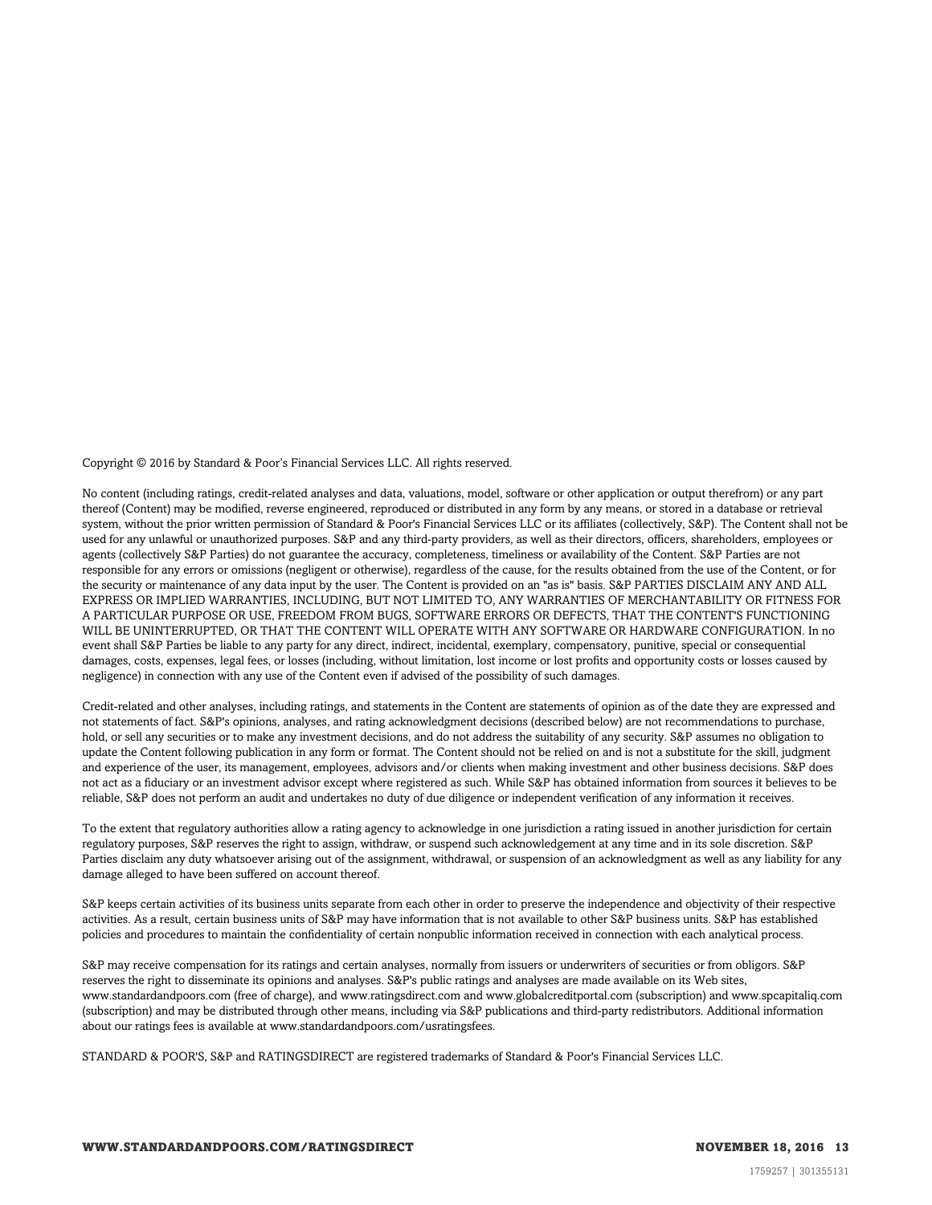Copyright © 2016 by Standard & Poor's Financial Services LLC. All rights reserved.

No content (including ratings, credit-related analyses and data, valuations, model, software or other application or output therefrom) or any part thereof (Content) may be modified, reverse engineered, reproduced or distributed in any form by any means, or stored in a database or retrieval system, without the prior written permission of Standard & Poor's Financial Services LLC or its affiliates (collectively, S&P). The Content shall not be used for any unlawful or unauthorized purposes. S&P and any third-party providers, as well as their directors, officers, shareholders, employees or agents (collectively S&P Parties) do not guarantee the accuracy, completeness, timeliness or availability of the Content. S&P Parties are not responsible for any errors or omissions (negligent or otherwise), regardless of the cause, for the results obtained from the use of the Content, or for the security or maintenance of any data input by the user. The Content is provided on an "as is" basis. S&P PARTIES DISCLAIM ANY AND ALL EXPRESS OR IMPLIED WARRANTIES, INCLUDING, BUT NOT LIMITED TO, ANY WARRANTIES OF MERCHANTABILITY OR FITNESS FOR A PARTICULAR PURPOSE OR USE, FREEDOM FROM BUGS, SOFTWARE ERRORS OR DEFECTS, THAT THE CONTENT'S FUNCTIONING WILL BE UNINTERRUPTED, OR THAT THE CONTENT WILL OPERATE WITH ANY SOFTWARE OR HARDWARE CONFIGURATION. In no event shall S&P Parties be liable to any party for any direct, indirect, incidental, exemplary, compensatory, punitive, special or consequential damages, costs, expenses, legal fees, or losses (including, without limitation, lost income or lost profits and opportunity costs or losses caused by negligence) in connection with any use of the Content even if advised of the possibility of such damages.

Credit-related and other analyses, including ratings, and statements in the Content are statements of opinion as of the date they are expressed and not statements of fact. S&P's opinions, analyses, and rating acknowledgment decisions (described below) are not recommendations to purchase, hold, or sell any securities or to make any investment decisions, and do not address the suitability of any security. S&P assumes no obligation to update the Content following publication in any form or format. The Content should not be relied on and is not a substitute for the skill, judgment and experience of the user, its management, employees, advisors and/or clients when making investment and other business decisions. S&P does not act as a fiduciary or an investment advisor except where registered as such. While S&P has obtained information from sources it believes to be reliable, S&P does not perform an audit and undertakes no duty of due diligence or independent verification of any information it receives.

To the extent that regulatory authorities allow a rating agency to acknowledge in one jurisdiction a rating issued in another jurisdiction for certain regulatory purposes, S&P reserves the right to assign, withdraw, or suspend such acknowledgement at any time and in its sole discretion. S&P Parties disclaim any duty whatsoever arising out of the assignment, withdrawal, or suspension of an acknowledgment as well as any liability for any damage alleged to have been suffered on account thereof.

S&P keeps certain activities of its business units separate from each other in order to preserve the independence and objectivity of their respective activities. As a result, certain business units of S&P may have information that is not available to other S&P business units. S&P has established policies and procedures to maintain the confidentiality of certain nonpublic information received in connection with each analytical process.

S&P may receive compensation for its ratings and certain analyses, normally from issuers or underwriters of securities or from obligors. S&P reserves the right to disseminate its opinions and analyses. S&P's public ratings and analyses are made available on its Web sites, www.standardandpoors.com (free of charge), and www.ratingsdirect.com and www.globalcreditportal.com (subscription) and www.spcapitaliq.com (subscription) and may be distributed through other means, including via S&P publications and third-party redistributors. Additional information about our ratings fees is available at www.standardandpoors.com/usratingsfees.

STANDARD & POOR'S, S&P and RATINGSDIRECT are registered trademarks of Standard & Poor's Financial Services LLC.